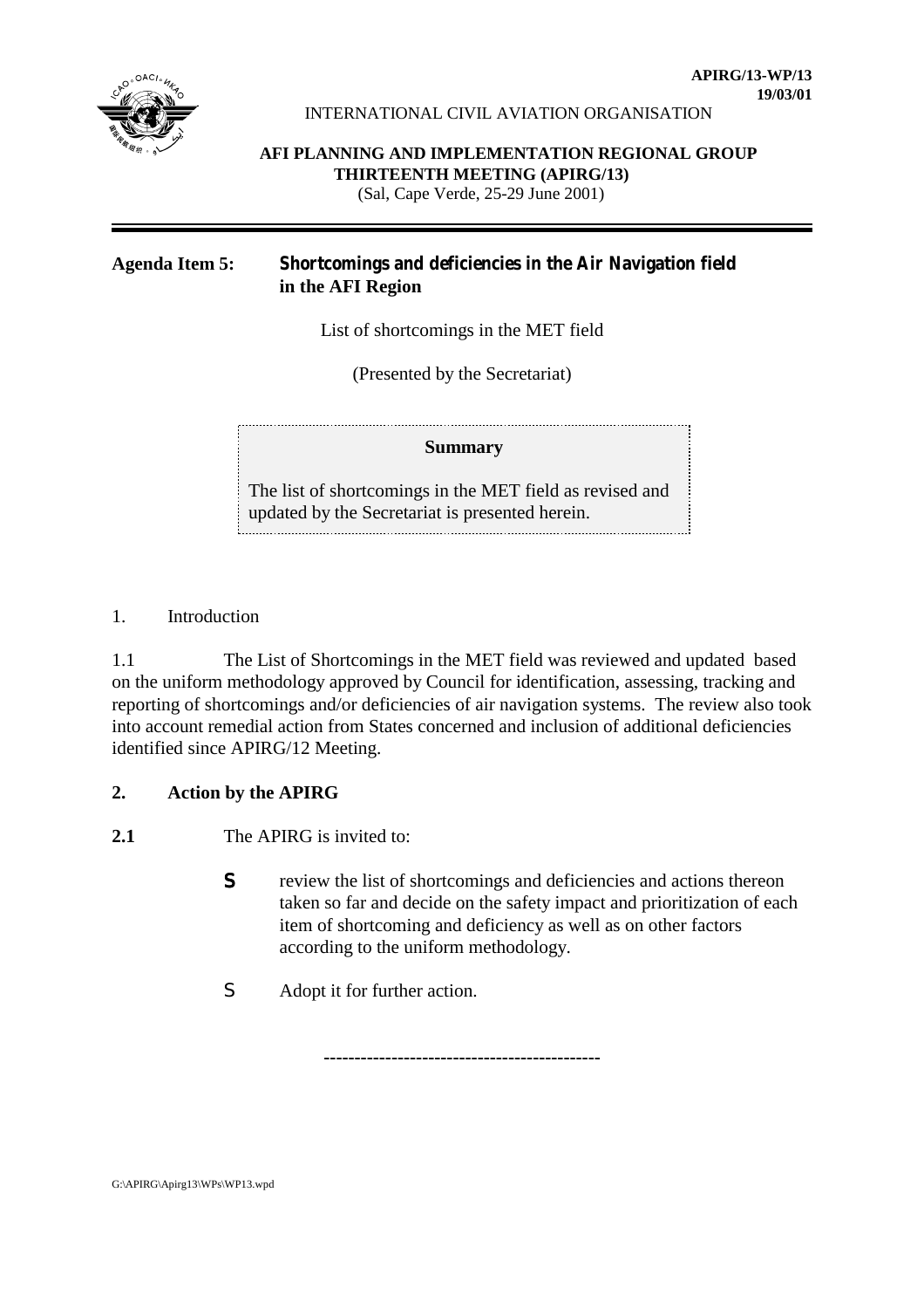**APIRG/13-WP/13**
**19/03/01**

INTERNATIONAL CIVIL AVIATION ORGANISATION

**AFI PLANNING AND IMPLEMENTATION REGIONAL GROUP**
**THIRTEENTH MEETING (APIRG/13)**
(Sal, Cape Verde, 25-29 June 2001)

---

**Agenda Item 5:** **Shortcomings and deficiencies in the Air Navigation field in the AFI Region**

List of shortcomings in the MET field

(Presented by the Secretariat)

> **Summary**
>
> The list of shortcomings in the MET field as revised and updated by the Secretariat is presented herein.

1. Introduction

1.1 The List of Shortcomings in the MET field was reviewed and updated based on the uniform methodology approved by Council for identification, assessing, tracking and reporting of shortcomings and/or deficiencies of air navigation systems. The review also took into account remedial action from States concerned and inclusion of additional deficiencies identified since APIRG/12 Meeting.

## 2. Action by the APIRG

**2.1** The APIRG is invited to:

- review the list of shortcomings and deficiencies and actions thereon taken so far and decide on the safety impact and prioritization of each item of shortcoming and deficiency as well as on other factors according to the uniform methodology.
- Adopt it for further action.

--------------------------------------------

G:\APIRG\Apirg13\WPs\WP13.wpd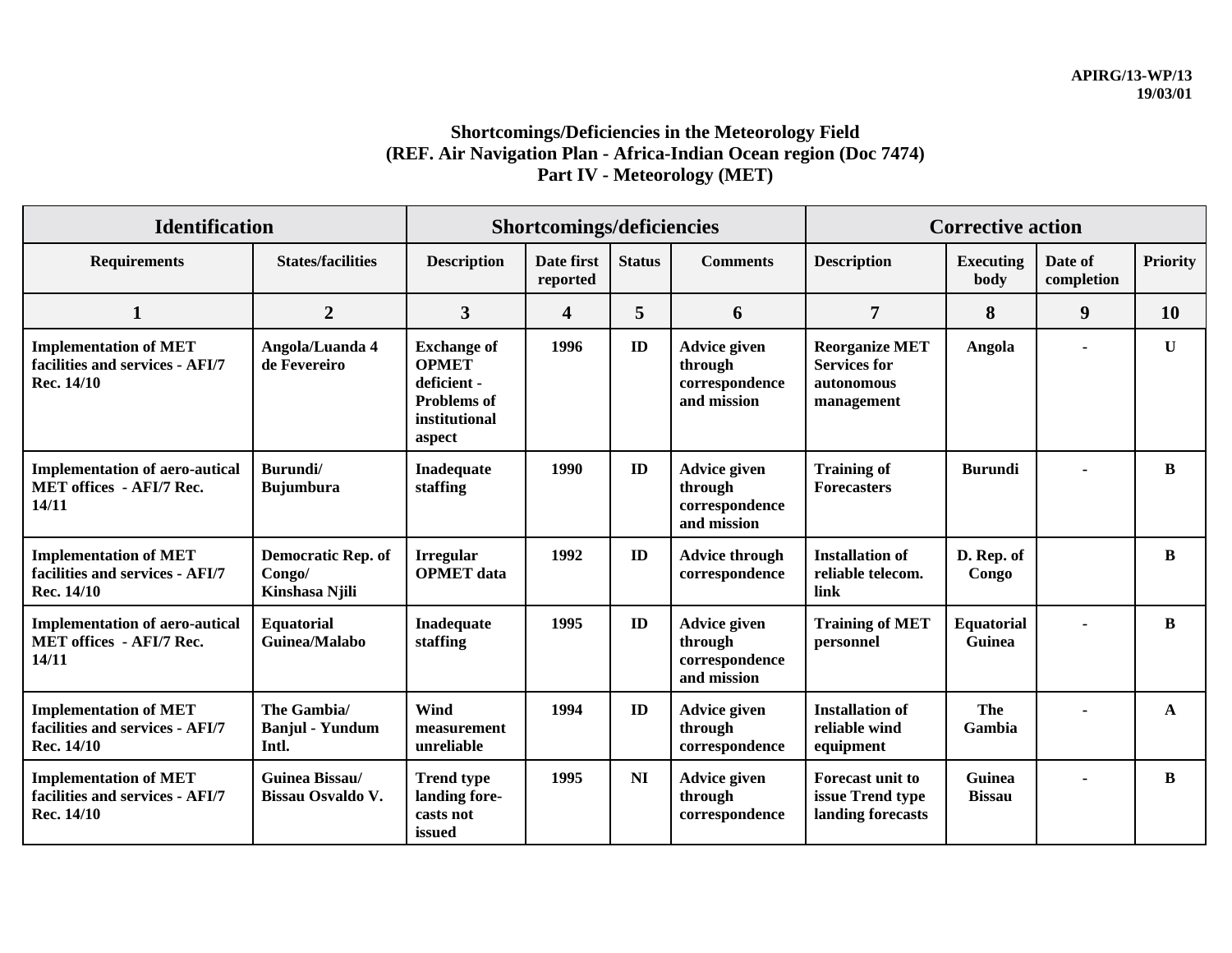APIRG/13-WP/13
19/03/01

### Shortcomings/Deficiencies in the Meteorology Field
### (REF. Air Navigation Plan - Africa-Indian Ocean region (Doc 7474)
### Part IV - Meteorology (MET)

| Identification | | Shortcomings/deficiencies | | | | Corrective action | | | |
|---|---|---|---|---|---|---|---|---|---|
| **Requirements** | **States/facilities** | **Description** | **Date first reported** | **Status** | **Comments** | **Description** | **Executing body** | **Date of completion** | **Priority** |
| **1** | **2** | **3** | **4** | **5** | **6** | **7** | **8** | **9** | **10** |
| **Implementation of MET facilities and services - AFI/7 Rec. 14/10** | **Angola/Luanda 4 de Fevereiro** | **Exchange of OPMET deficient - Problems of institutional aspect** | **1996** | **ID** | **Advice given through correspondence and mission** | **Reorganize MET Services for autonomous management** | **Angola** | **-** | **U** |
| **Implementation of aero-autical MET offices - AFI/7 Rec. 14/11** | **Burundi/ Bujumbura** | **Inadequate staffing** | **1990** | **ID** | **Advice given through correspondence and mission** | **Training of Forecasters** | **Burundi** | **-** | **B** |
| **Implementation of MET facilities and services - AFI/7 Rec. 14/10** | **Democratic Rep. of Congo/ Kinshasa Njili** | **Irregular OPMET data** | **1992** | **ID** | **Advice through correspondence** | **Installation of reliable telecom. link** | **D. Rep. of Congo** | | **B** |
| **Implementation of aero-autical MET offices - AFI/7 Rec. 14/11** | **Equatorial Guinea/Malabo** | **Inadequate staffing** | **1995** | **ID** | **Advice given through correspondence and mission** | **Training of MET personnel** | **Equatorial Guinea** | **-** | **B** |
| **Implementation of MET facilities and services - AFI/7 Rec. 14/10** | **The Gambia/ Banjul - Yundum Intl.** | **Wind measurement unreliable** | **1994** | **ID** | **Advice given through correspondence** | **Installation of reliable wind equipment** | **The Gambia** | **-** | **A** |
| **Implementation of MET facilities and services - AFI/7 Rec. 14/10** | **Guinea Bissau/ Bissau Osvaldo V.** | **Trend type landing fore-casts not issued** | **1995** | **NI** | **Advice given through correspondence** | **Forecast unit to issue Trend type landing forecasts** | **Guinea Bissau** | **-** | **B** |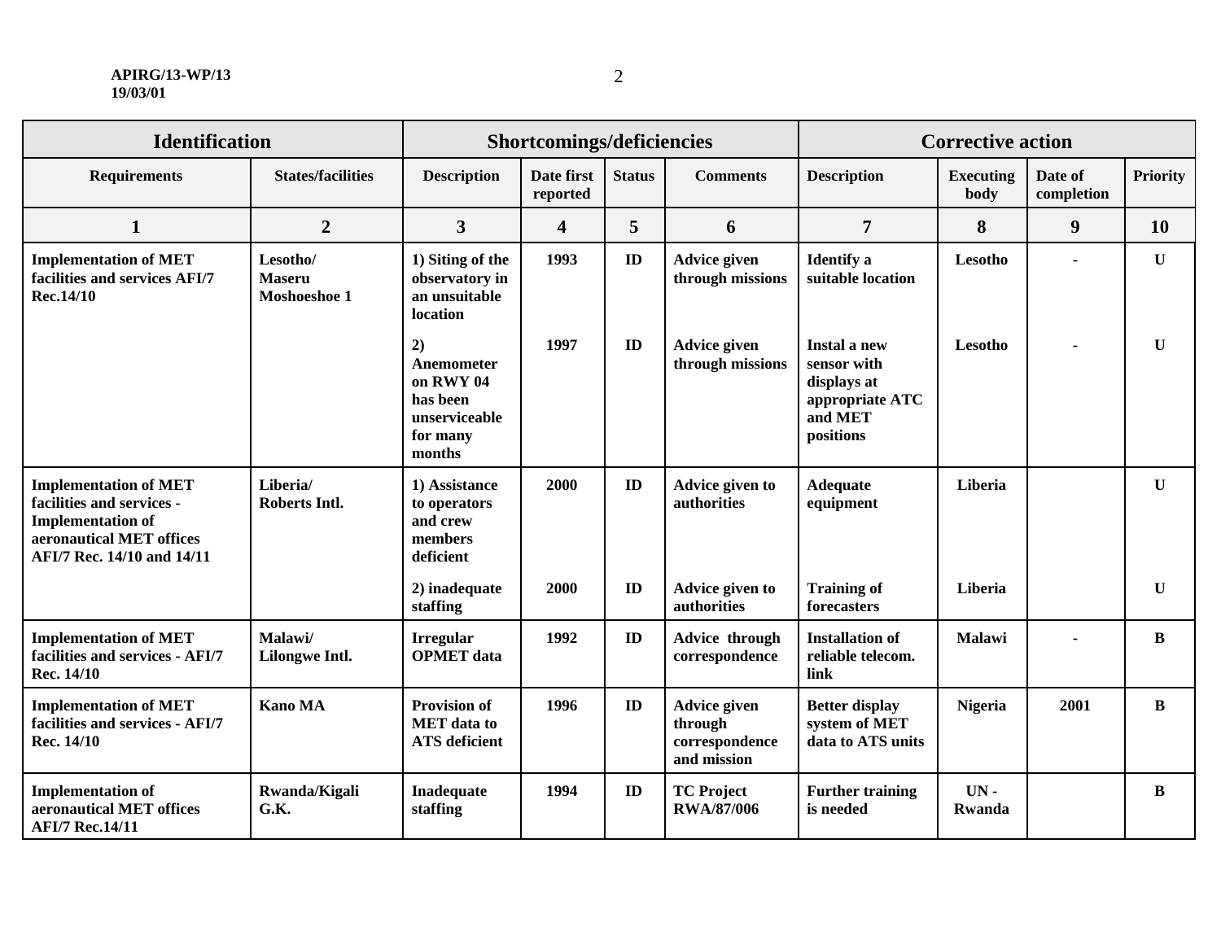| Identification | | Shortcomings/deficiencies | | | | Corrective action | | | |
|---|---|---|---|---|---|---|---|---|---|
| **Requirements** | **States/facilities** | **Description** | **Date first reported** | **Status** | **Comments** | **Description** | **Executing body** | **Date of completion** | **Priority** |
| **1** | **2** | **3** | **4** | **5** | **6** | **7** | **8** | **9** | **10** |
| **Implementation of MET facilities and services AFI/7 Rec.14/10** | **Lesotho/ Maseru Moshoeshoe 1** | **1) Siting of the observatory in an unsuitable location** | **1993** | **ID** | **Advice given through missions** | **Identify a suitable location** | **Lesotho** | **-** | **U** |
| | | **2) Anemometer on RWY 04 has been unserviceable for many months** | **1997** | **ID** | **Advice given through missions** | **Instal a new sensor with displays at appropriate ATC and MET positions** | **Lesotho** | **-** | **U** |
| **Implementation of MET facilities and services - Implementation of aeronautical MET offices AFI/7 Rec. 14/10 and 14/11** | **Liberia/ Roberts Intl.** | **1) Assistance to operators and crew members deficient** | **2000** | **ID** | **Advice given to authorities** | **Adequate equipment** | **Liberia** | | **U** |
| | | **2) inadequate staffing** | **2000** | **ID** | **Advice given to authorities** | **Training of forecasters** | **Liberia** | | **U** |
| **Implementation of MET facilities and services - AFI/7 Rec. 14/10** | **Malawi/ Lilongwe Intl.** | **Irregular OPMET data** | **1992** | **ID** | **Advice through correspondence** | **Installation of reliable telecom. link** | **Malawi** | **-** | **B** |
| **Implementation of MET facilities and services - AFI/7 Rec. 14/10** | **Kano MA** | **Provision of MET data to ATS deficient** | **1996** | **ID** | **Advice given through correspondence and mission** | **Better display system of MET data to ATS units** | **Nigeria** | **2001** | **B** |
| **Implementation of aeronautical MET offices AFI/7 Rec.14/11** | **Rwanda/Kigali G.K.** | **Inadequate staffing** | **1994** | **ID** | **TC Project RWA/87/006** | **Further training is needed** | **UN - Rwanda** | | **B** |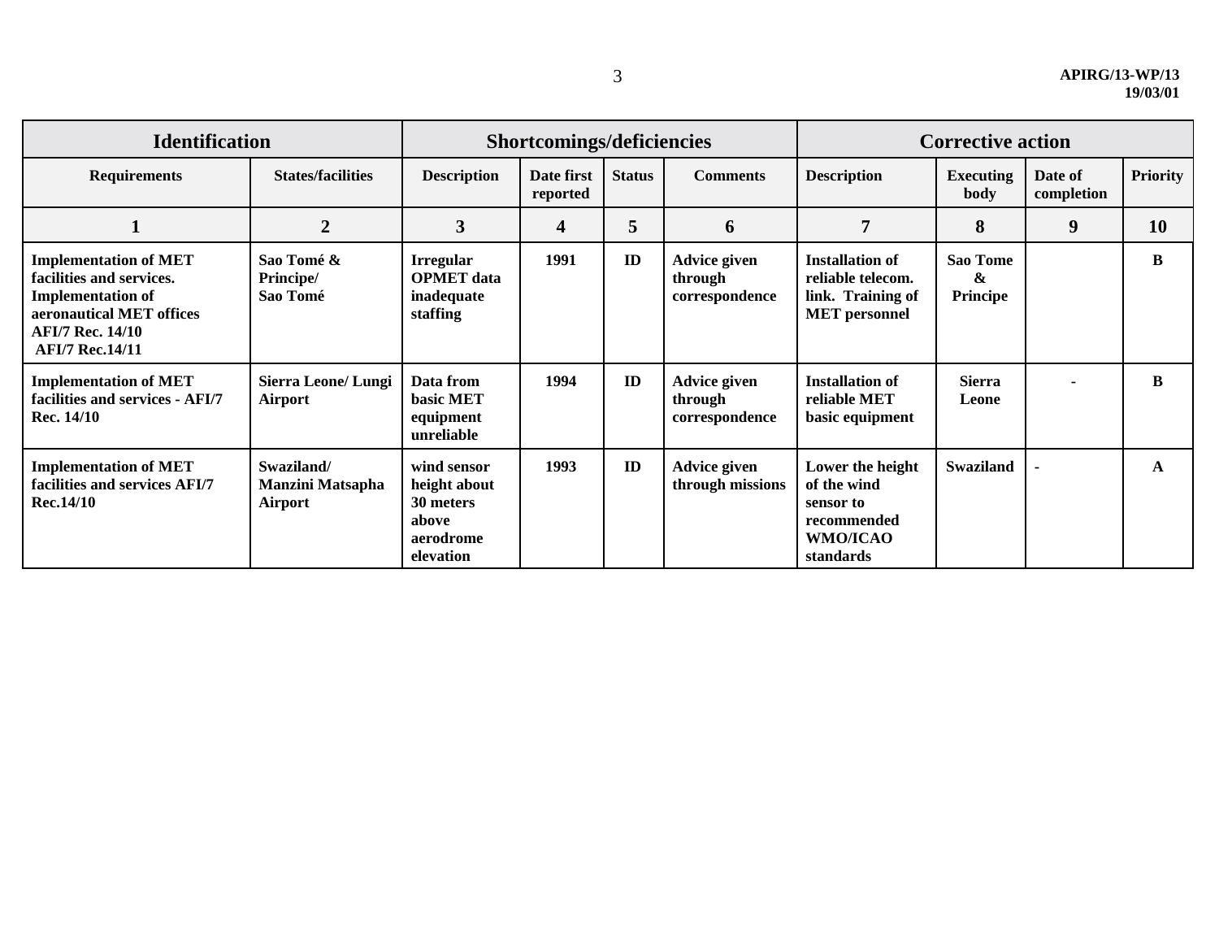| Identification | | Shortcomings/deficiencies | | | | Corrective action | | | |
|---|---|---|---|---|---|---|---|---|---|
| **Requirements** | **States/facilities** | **Description** | **Date first reported** | **Status** | **Comments** | **Description** | **Executing body** | **Date of completion** | **Priority** |
| **1** | **2** | **3** | **4** | **5** | **6** | **7** | **8** | **9** | **10** |
| **Implementation of MET facilities and services. Implementation of aeronautical MET offices AFI/7 Rec. 14/10 AFI/7 Rec.14/11** | **Sao Tomé & Principe/ Sao Tomé** | **Irregular OPMET data inadequate staffing** | **1991** | **ID** | **Advice given through correspondence** | **Installation of reliable telecom. link. Training of MET personnel** | **Sao Tome & Principe** | | **B** |
| **Implementation of MET facilities and services - AFI/7 Rec. 14/10** | **Sierra Leone/ Lungi Airport** | **Data from basic MET equipment unreliable** | **1994** | **ID** | **Advice given through correspondence** | **Installation of reliable MET basic equipment** | **Sierra Leone** | **-** | **B** |
| **Implementation of MET facilities and services AFI/7 Rec.14/10** | **Swaziland/ Manzini Matsapha Airport** | **wind sensor height about 30 meters above aerodrome elevation** | **1993** | **ID** | **Advice given through missions** | **Lower the height of the wind sensor to recommended WMO/ICAO standards** | **Swaziland** | **-** | **A** |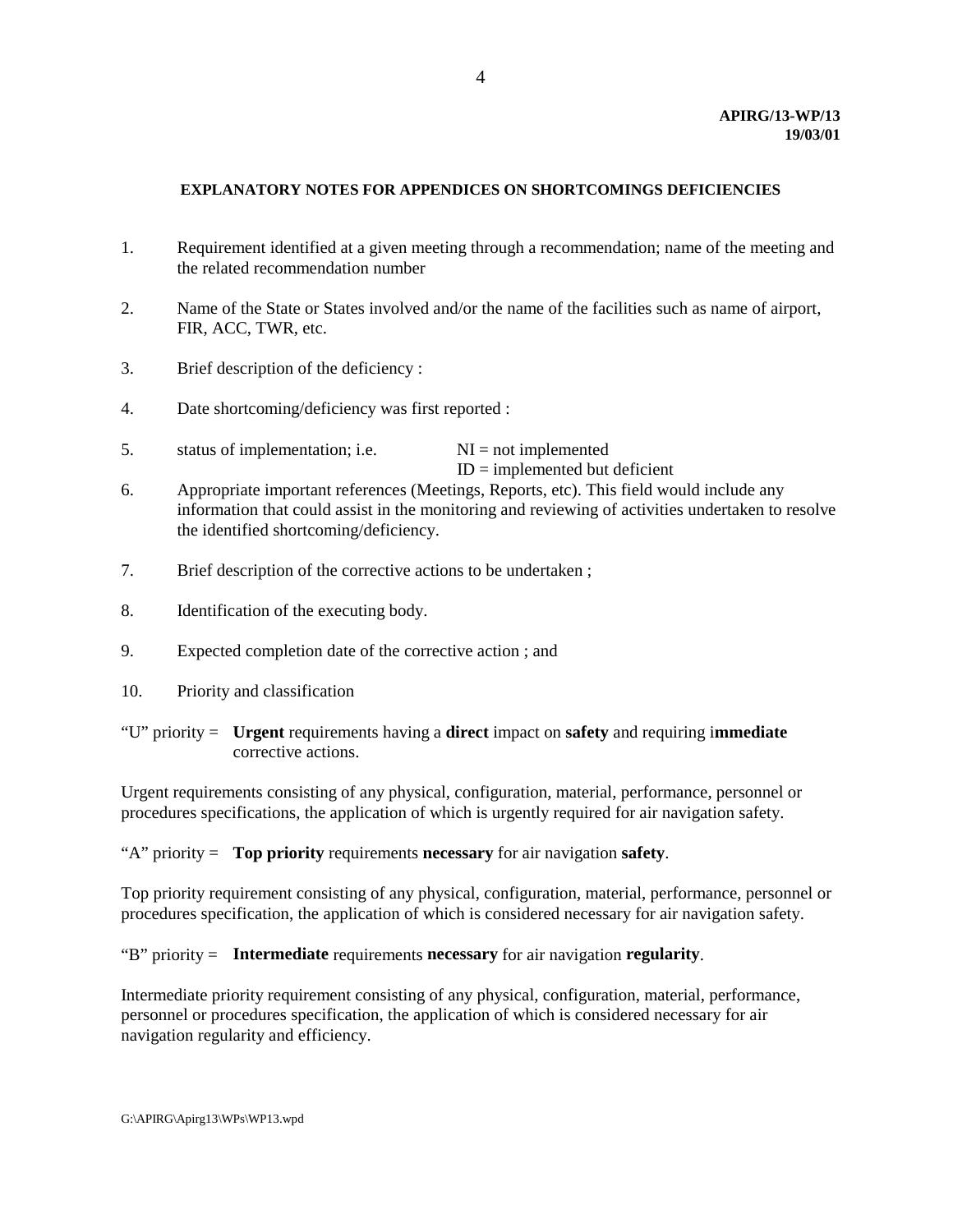**APIRG/13-WP/13**
**19/03/01**

**EXPLANATORY NOTES FOR APPENDICES ON SHORTCOMINGS DEFICIENCIES**

1. Requirement identified at a given meeting through a recommendation; name of the meeting and the related recommendation number

2. Name of the State or States involved and/or the name of the facilities such as name of airport, FIR, ACC, TWR, etc.

3. Brief description of the deficiency :

4. Date shortcoming/deficiency was first reported :

5. status of implementation; i.e. NI = not implemented
   ID = implemented but deficient

6. Appropriate important references (Meetings, Reports, etc). This field would include any information that could assist in the monitoring and reviewing of activities undertaken to resolve the identified shortcoming/deficiency.

7. Brief description of the corrective actions to be undertaken ;

8. Identification of the executing body.

9. Expected completion date of the corrective action ; and

10. Priority and classification

"U" priority = **Urgent** requirements having a **direct** impact on **safety** and requiring i**mmediate** corrective actions.

Urgent requirements consisting of any physical, configuration, material, performance, personnel or procedures specifications, the application of which is urgently required for air navigation safety.

"A" priority = **Top priority** requirements **necessary** for air navigation **safety**.

Top priority requirement consisting of any physical, configuration, material, performance, personnel or procedures specification, the application of which is considered necessary for air navigation safety.

"B" priority = **Intermediate** requirements **necessary** for air navigation **regularity**.

Intermediate priority requirement consisting of any physical, configuration, material, performance, personnel or procedures specification, the application of which is considered necessary for air navigation regularity and efficiency.

G:\APIRG\Apirg13\WPs\WP13.wpd